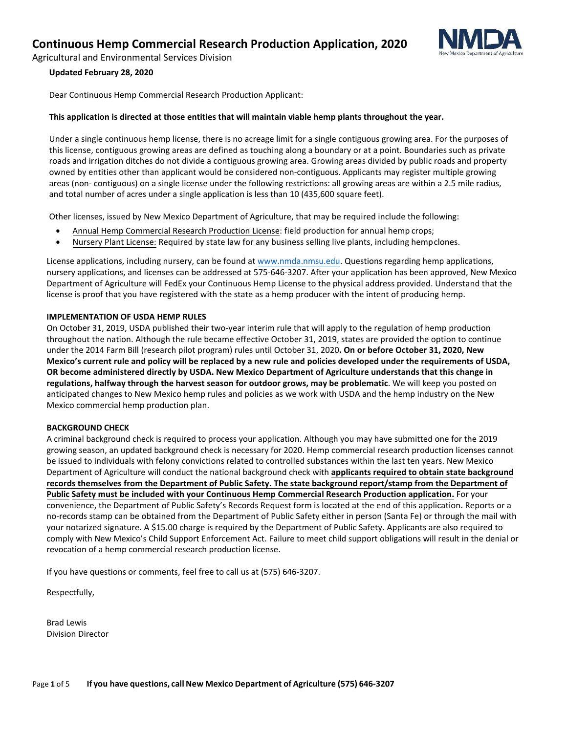# Continuous Hemp Commercial Research Production Application, 2020

Agricultural and Environmental Services Division

**Updated February 28, 2020**

Dear Continuous Hemp Commercial Research Production Applicant:

**This application is directed at those entities that will maintain viable hemp plants throughout the year.**

Under a single continuous hemp license, there is no acreage limit for a single contiguous growing area. For the purposes of this license, contiguous growing areas are defined as touching along a boundary or at a point. Boundaries such as private roads and irrigation ditches do not divide a contiguous growing area. Growing areas divided by public roads and property owned by entities other than applicant would be considered non-contiguous. Applicants may register multiple growing areas (non- contiguous) on a single license under the following restrictions: all growing areas are within a 2.5 mile radius, and total number of acres under a single application is less than 10 (435,600 square feet).

Other licenses, issued by New Mexico Department of Agriculture, that may be required include the following:

- Annual Hemp Commercial Research Production License: field production for annual hemp crops;
- Nursery Plant License: Required by state law for any business selling live plants, including hemp clones.

License applications, including nursery, can be found at www.nmda.nmsu.edu. Questions regarding hemp applications, nursery applications, and licenses can be addressed at 575-646-3207. After your application has been approved, New Mexico Department of Agriculture will FedEx your Continuous Hemp License to the physical address provided. Understand that the license is proof that you have registered with the state as a hemp producer with the intent of producing hemp.

**IMPLEMENTATION OF USDA HEMP RULES**

On October 31, 2019, USDA published their two-year interim rule that will apply to the regulation of hemp production throughout the nation. Although the rule became effective October 31, 2019, states are provided the option to continue under the 2014 Farm Bill (research pilot program) rules until October 31, 2020**. On or before October 31, 2020, New Mexico's current rule and policy will be replaced by a new rule and policies developed under the requirements of USDA, OR become administered directly by USDA. New Mexico Department of Agriculture understands that this change in regulations, halfway through the harvest season for outdoor grows, may be problematic**. We will keep you posted on anticipated changes to New Mexico hemp rules and policies as we work with USDA and the hemp industry on the New Mexico commercial hemp production plan.

**BACKGROUND CHECK**

A criminal background check is required to process your application. Although you may have submitted one for the 2019 growing season, an updated background check is necessary for 2020. Hemp commercial research production licenses cannot be issued to individuals with felony convictions related to controlled substances within the last ten years. New Mexico Department of Agriculture will conduct the national background check with **applicants required to obtain state background records themselves from the Department of Public Safety. The state background report/stamp from the Department of Public Safety must be included with your Continuous Hemp Commercial Research Production application.** For your convenience, the Department of Public Safety's Records Request form is located at the end of this application. Reports or a no-records stamp can be obtained from the Department of Public Safety either in person (Santa Fe) or through the mail with your notarized signature. A $15.00 charge is required by the Department of Public Safety. Applicants are also required to comply with New Mexico's Child Support Enforcement Act. Failure to meet child support obligations will result in the denial or revocation of a hemp commercial research production license.

If you have questions or comments, feel free to call us at (575) 646-3207.

Respectfully,

Brad Lewis
Division Director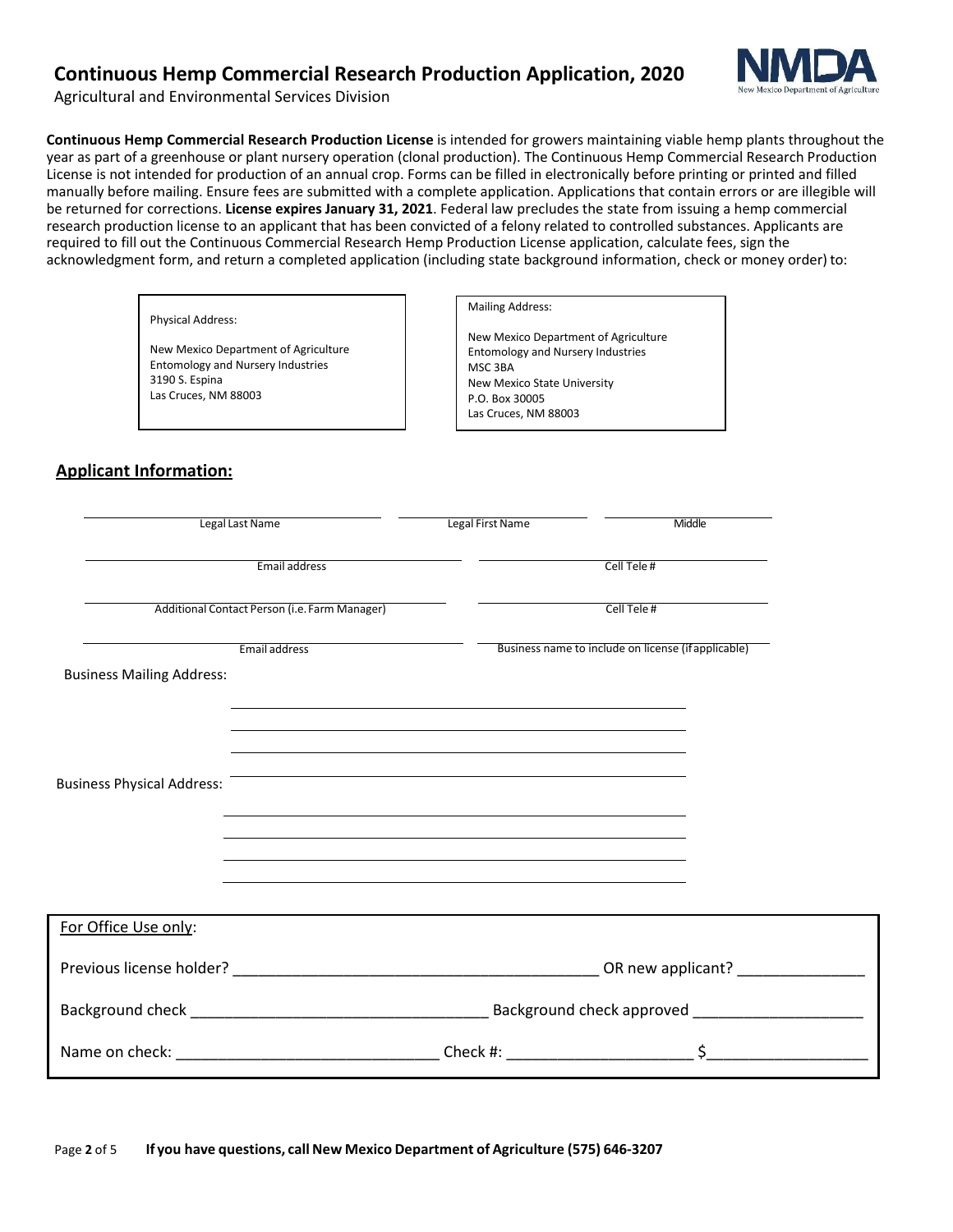# Continuous Hemp Commercial Research Production Application, 2020

Agricultural and Environmental Services Division

**Continuous Hemp Commercial Research Production License** is intended for growers maintaining viable hemp plants throughout the year as part of a greenhouse or plant nursery operation (clonal production). The Continuous Hemp Commercial Research Production License is not intended for production of an annual crop. Forms can be filled in electronically before printing or printed and filled manually before mailing. Ensure fees are submitted with a complete application. Applications that contain errors or are illegible will be returned for corrections. **License expires January 31, 2021**. Federal law precludes the state from issuing a hemp commercial research production license to an applicant that has been convicted of a felony related to controlled substances. Applicants are required to fill out the Continuous Commercial Research Hemp Production License application, calculate fees, sign the acknowledgment form, and return a completed application (including state background information, check or money order) to:

| Physical Address: | Mailing Address: |
|---|---|
| New Mexico Department of Agriculture<br>Entomology and Nursery Industries<br>3190 S. Espina<br>Las Cruces, NM 88003 | New Mexico Department of Agriculture<br>Entomology and Nursery Industries<br>MSC 3BA<br>New Mexico State University<br>P.O. Box 30005<br>Las Cruces, NM 88003 |

## Applicant Information:

| Legal Last Name | Legal First Name | Middle |
|---|---|---|
| | | |

| Email address | Cell Tele # |
|---|---|
| | |

| Additional Contact Person (i.e. Farm Manager) | Cell Tele # |
|---|---|
| | |

| Email address | Business name to include on license (if applicable) |
|---|---|
| | |

Business Mailing Address: ______________________________

______________________________

______________________________

Business Physical Address: ______________________________

______________________________

______________________________

______________________________

---

For Office Use only:

Previous license holder? ______________________________ OR new applicant? ______________

Background check ______________________________ Background check approved ______________

Name on check: ______________________________ Check #: ______________ $______________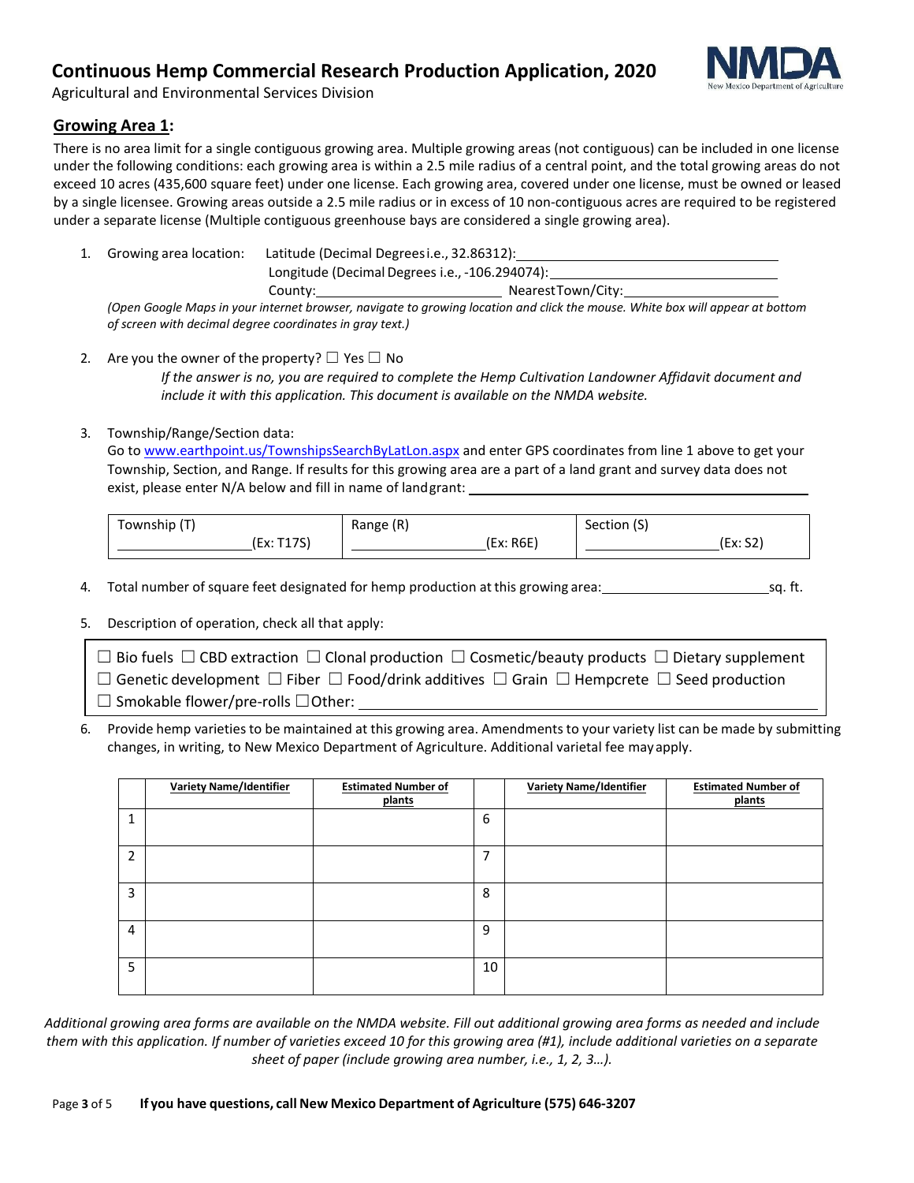# Continuous Hemp Commercial Research Production Application, 2020

Agricultural and Environmental Services Division

## Growing Area 1:

There is no area limit for a single contiguous growing area. Multiple growing areas (not contiguous) can be included in one license under the following conditions: each growing area is within a 2.5 mile radius of a central point, and the total growing areas do not exceed 10 acres (435,600 square feet) under one license. Each growing area, covered under one license, must be owned or leased by a single licensee. Growing areas outside a 2.5 mile radius or in excess of 10 non-contiguous acres are required to be registered under a separate license (Multiple contiguous greenhouse bays are considered a single growing area).

1. Growing area location: Latitude (Decimal Degrees i.e., 32.86312): ______________________

   Longitude (Decimal Degrees i.e., -106.294074): ______________________

   County: ______________________ Nearest Town/City: ______________________

   *(Open Google Maps in your internet browser, navigate to growing location and click the mouse. White box will appear at bottom of screen with decimal degree coordinates in gray text.)*

2. Are you the owner of the property? ☐ Yes ☐ No

   *If the answer is no, you are required to complete the Hemp Cultivation Landowner Affidavit document and include it with this application. This document is available on the NMDA website.*

3. Township/Range/Section data:

   Go to www.earthpoint.us/TownshipsSearchByLatLon.aspx and enter GPS coordinates from line 1 above to get your Township, Section, and Range. If results for this growing area are a part of a land grant and survey data does not exist, please enter N/A below and fill in name of land grant: ______________________

| Township (T) | Range (R) | Section (S) |
|---|---|---|
| ______________(Ex: T17S) | ______________(Ex: R6E) | ______________(Ex: S2) |

4. Total number of square feet designated for hemp production at this growing area: ______________________ sq. ft.

5. Description of operation, check all that apply:

   ☐ Bio fuels ☐ CBD extraction ☐ Clonal production ☐ Cosmetic/beauty products ☐ Dietary supplement
   ☐ Genetic development ☐ Fiber ☐ Food/drink additives ☐ Grain ☐ Hempcrete ☐ Seed production
   ☐ Smokable flower/pre-rolls ☐ Other: ______________________

6. Provide hemp varieties to be maintained at this growing area. Amendments to your variety list can be made by submitting changes, in writing, to New Mexico Department of Agriculture. Additional varietal fee may apply.

| | Variety Name/Identifier | Estimated Number of plants | | Variety Name/Identifier | Estimated Number of plants |
|---|---|---|---|---|---|
| 1 | | | 6 | | |
| 2 | | | 7 | | |
| 3 | | | 8 | | |
| 4 | | | 9 | | |
| 5 | | | 10 | | |

*Additional growing area forms are available on the NMDA website. Fill out additional growing area forms as needed and include them with this application. If number of varieties exceed 10 for this growing area (#1), include additional varieties on a separate sheet of paper (include growing area number, i.e., 1, 2, 3…).*

**If you have questions, call New Mexico Department of Agriculture (575) 646-3207**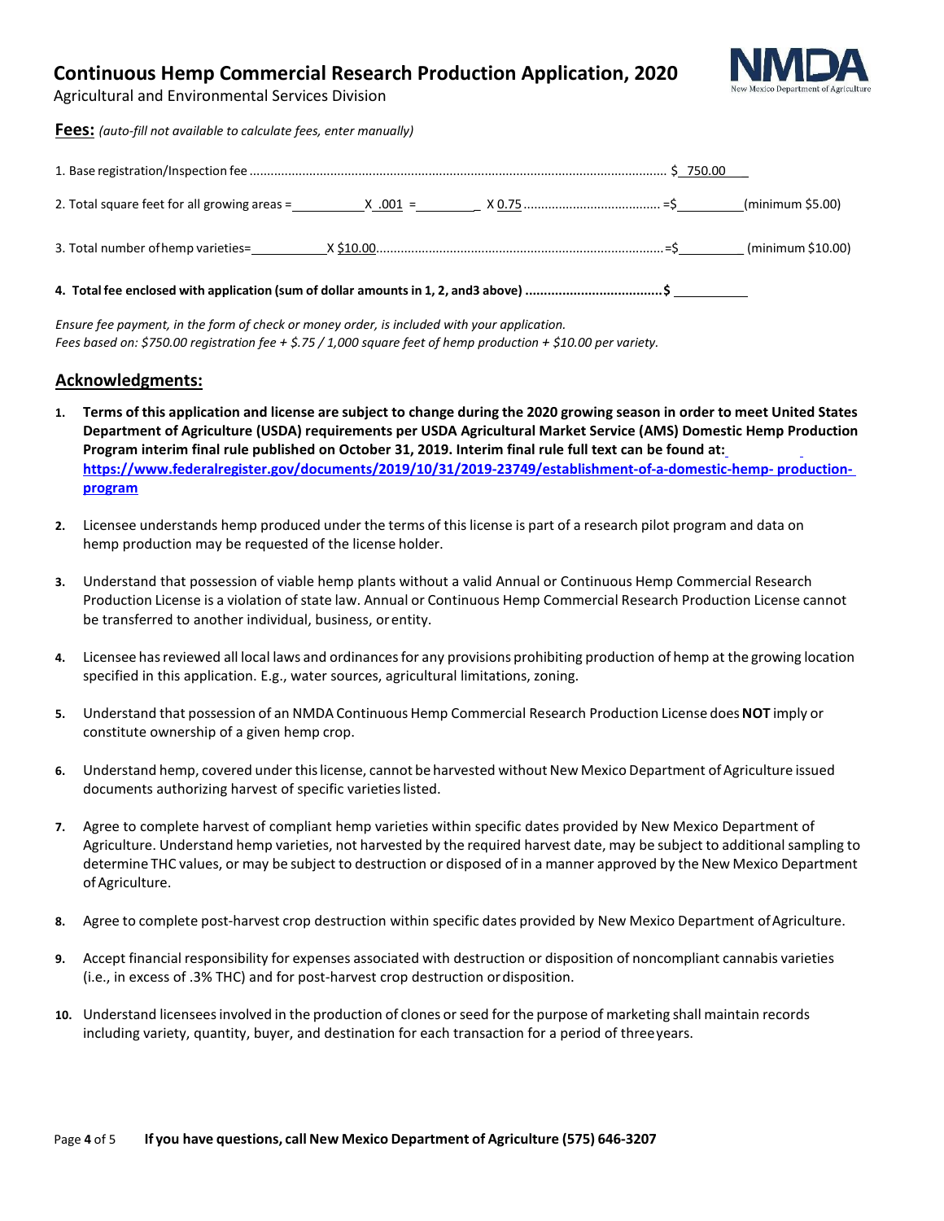# Continuous Hemp Commercial Research Production Application, 2020

Agricultural and Environmental Services Division

**Fees:** *(auto-fill not available to calculate fees, enter manually)*

1. Base registration/Inspection fee .............................................................................................................. $ 750.00

2. Total square feet for all growing areas = __________ X .001 = __________ X 0.75 ...................................... =$ __________ (minimum $5.00)

3. Total number of hemp varieties= __________ X $10.00 ................................................................................ =$ __________ (minimum $10.00)

**4. Total fee enclosed with application (sum of dollar amounts in 1, 2, and3 above) ..................................... $** __________

*Ensure fee payment, in the form of check or money order, is included with your application.*
*Fees based on: $750.00 registration fee + $.75 / 1,000 square feet of hemp production + $10.00 per variety.*

## Acknowledgments:

1. **Terms of this application and license are subject to change during the 2020 growing season in order to meet United States Department of Agriculture (USDA) requirements per USDA Agricultural Market Service (AMS) Domestic Hemp Production Program interim final rule published on October 31, 2019. Interim final rule full text can be found at: [https://www.federalregister.gov/documents/2019/10/31/2019-23749/establishment-of-a-domestic-hemp-production-program](https://www.federalregister.gov/documents/2019/10/31/2019-23749/establishment-of-a-domestic-hemp-production-program)**

2. Licensee understands hemp produced under the terms of this license is part of a research pilot program and data on hemp production may be requested of the license holder.

3. Understand that possession of viable hemp plants without a valid Annual or Continuous Hemp Commercial Research Production License is a violation of state law. Annual or Continuous Hemp Commercial Research Production License cannot be transferred to another individual, business, or entity.

4. Licensee has reviewed all local laws and ordinances for any provisions prohibiting production of hemp at the growing location specified in this application. E.g., water sources, agricultural limitations, zoning.

5. Understand that possession of an NMDA Continuous Hemp Commercial Research Production License does **NOT** imply or constitute ownership of a given hemp crop.

6. Understand hemp, covered under this license, cannot be harvested without New Mexico Department of Agriculture issued documents authorizing harvest of specific varieties listed.

7. Agree to complete harvest of compliant hemp varieties within specific dates provided by New Mexico Department of Agriculture. Understand hemp varieties, not harvested by the required harvest date, may be subject to additional sampling to determine THC values, or may be subject to destruction or disposed of in a manner approved by the New Mexico Department of Agriculture.

8. Agree to complete post-harvest crop destruction within specific dates provided by New Mexico Department of Agriculture.

9. Accept financial responsibility for expenses associated with destruction or disposition of noncompliant cannabis varieties (i.e., in excess of .3% THC) and for post-harvest crop destruction or disposition.

10. Understand licensees involved in the production of clones or seed for the purpose of marketing shall maintain records including variety, quantity, buyer, and destination for each transaction for a period of three years.

**If you have questions, call New Mexico Department of Agriculture (575) 646-3207**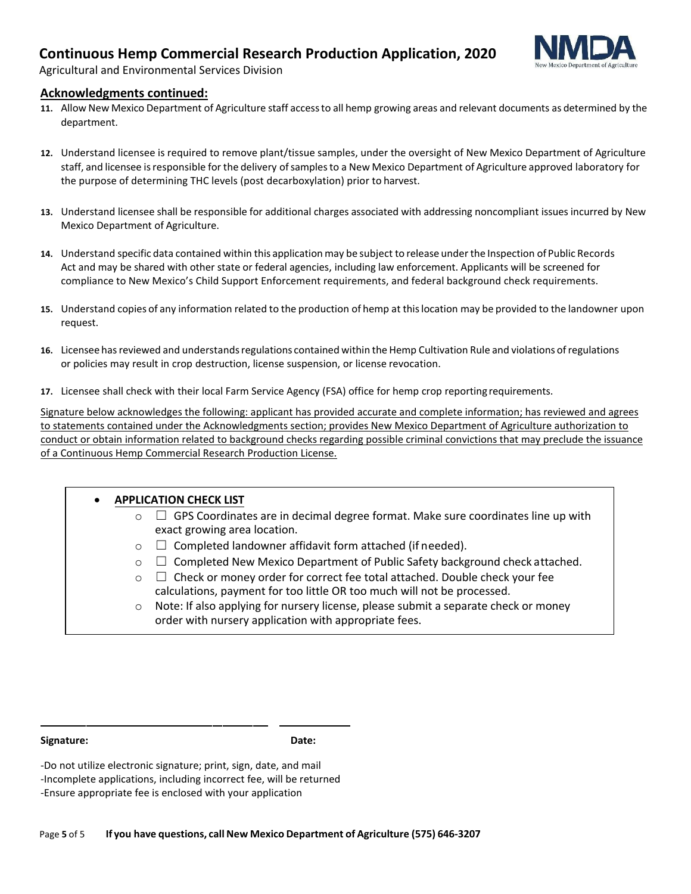## Acknowledgments continued:

11. Allow New Mexico Department of Agriculture staff access to all hemp growing areas and relevant documents as determined by the department.

12. Understand licensee is required to remove plant/tissue samples, under the oversight of New Mexico Department of Agriculture staff, and licensee is responsible for the delivery of samples to a New Mexico Department of Agriculture approved laboratory for the purpose of determining THC levels (post decarboxylation) prior to harvest.

13. Understand licensee shall be responsible for additional charges associated with addressing noncompliant issues incurred by New Mexico Department of Agriculture.

14. Understand specific data contained within this application may be subject to release under the Inspection of Public Records Act and may be shared with other state or federal agencies, including law enforcement. Applicants will be screened for compliance to New Mexico's Child Support Enforcement requirements, and federal background check requirements.

15. Understand copies of any information related to the production of hemp at this location may be provided to the landowner upon request.

16. Licensee has reviewed and understands regulations contained within the Hemp Cultivation Rule and violations of regulations or policies may result in crop destruction, license suspension, or license revocation.

17. Licensee shall check with their local Farm Service Agency (FSA) office for hemp crop reporting requirements.

Signature below acknowledges the following: applicant has provided accurate and complete information; has reviewed and agrees to statements contained under the Acknowledgments section; provides New Mexico Department of Agriculture authorization to conduct or obtain information related to background checks regarding possible criminal convictions that may preclude the issuance of a Continuous Hemp Commercial Research Production License.

- **APPLICATION CHECK LIST**
  - ☐ GPS Coordinates are in decimal degree format. Make sure coordinates line up with exact growing area location.
  - ☐ Completed landowner affidavit form attached (if needed).
  - ☐ Completed New Mexico Department of Public Safety background check attached.
  - ☐ Check or money order for correct fee total attached. Double check your fee calculations, payment for too little OR too much will not be processed.
  - Note: If also applying for nursery license, please submit a separate check or money order with nursery application with appropriate fees.

______________________________ ____________

**Signature:** **Date:**

-Do not utilize electronic signature; print, sign, date, and mail
-Incomplete applications, including incorrect fee, will be returned
-Ensure appropriate fee is enclosed with your application

**If you have questions, call New Mexico Department of Agriculture (575) 646-3207**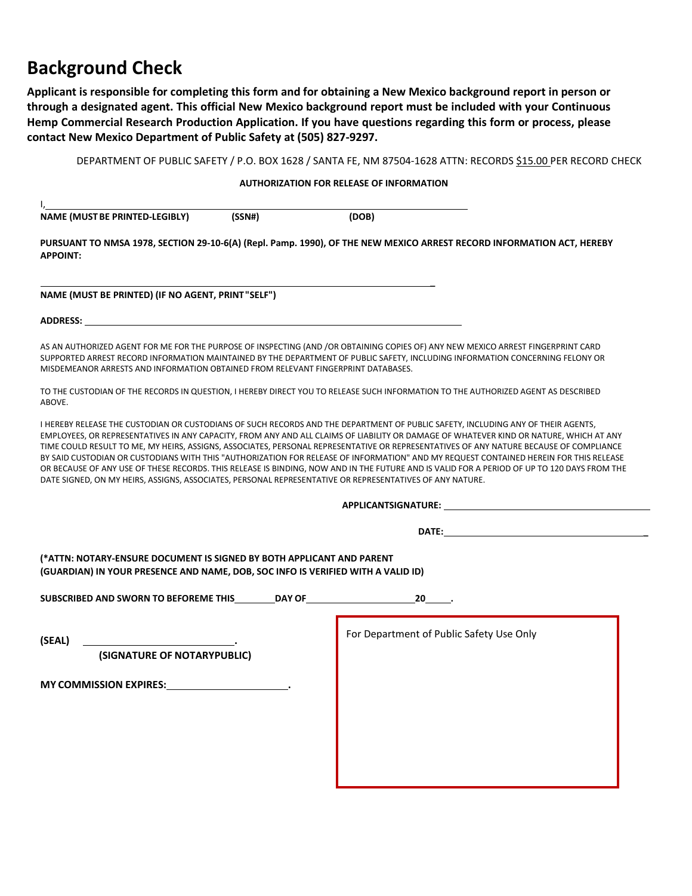# Background Check

**Applicant is responsible for completing this form and for obtaining a New Mexico background report in person or through a designated agent. This official New Mexico background report must be included with your Continuous Hemp Commercial Research Production Application. If you have questions regarding this form or process, please contact New Mexico Department of Public Safety at (505) 827-9297.**

DEPARTMENT OF PUBLIC SAFETY / P.O. BOX 1628 / SANTA FE, NM 87504-1628 ATTN: RECORDS $15.00 PER RECORD CHECK

**AUTHORIZATION FOR RELEASE OF INFORMATION**

I, ______________________________________________________________

**NAME (MUST BE PRINTED-LEGIBLY) (SSN#) (DOB)**

**PURSUANT TO NMSA 1978, SECTION 29-10-6(A) (Repl. Pamp. 1990), OF THE NEW MEXICO ARREST RECORD INFORMATION ACT, HEREBY APPOINT:**

______________________________________________________________

**NAME (MUST BE PRINTED) (IF NO AGENT, PRINT "SELF")**

**ADDRESS:** ______________________________________________________________

AS AN AUTHORIZED AGENT FOR ME FOR THE PURPOSE OF INSPECTING (AND /OR OBTAINING COPIES OF) ANY NEW MEXICO ARREST FINGERPRINT CARD SUPPORTED ARREST RECORD INFORMATION MAINTAINED BY THE DEPARTMENT OF PUBLIC SAFETY, INCLUDING INFORMATION CONCERNING FELONY OR MISDEMEANOR ARRESTS AND INFORMATION OBTAINED FROM RELEVANT FINGERPRINT DATABASES.

TO THE CUSTODIAN OF THE RECORDS IN QUESTION, I HEREBY DIRECT YOU TO RELEASE SUCH INFORMATION TO THE AUTHORIZED AGENT AS DESCRIBED ABOVE.

I HEREBY RELEASE THE CUSTODIAN OR CUSTODIANS OF SUCH RECORDS AND THE DEPARTMENT OF PUBLIC SAFETY, INCLUDING ANY OF THEIR AGENTS, EMPLOYEES, OR REPRESENTATIVES IN ANY CAPACITY, FROM ANY AND ALL CLAIMS OF LIABILITY OR DAMAGE OF WHATEVER KIND OR NATURE, WHICH AT ANY TIME COULD RESULT TO ME, MY HEIRS, ASSIGNS, ASSOCIATES, PERSONAL REPRESENTATIVE OR REPRESENTATIVES OF ANY NATURE BECAUSE OF COMPLIANCE BY SAID CUSTODIAN OR CUSTODIANS WITH THIS "AUTHORIZATION FOR RELEASE OF INFORMATION" AND MY REQUEST CONTAINED HEREIN FOR THIS RELEASE OR BECAUSE OF ANY USE OF THESE RECORDS. THIS RELEASE IS BINDING, NOW AND IN THE FUTURE AND IS VALID FOR A PERIOD OF UP TO 120 DAYS FROM THE DATE SIGNED, ON MY HEIRS, ASSIGNS, ASSOCIATES, PERSONAL REPRESENTATIVE OR REPRESENTATIVES OF ANY NATURE.

**APPLICANTSIGNATURE:** ______________________________

**DATE:** ______________________________

**(*ATTN: NOTARY-ENSURE DOCUMENT IS SIGNED BY BOTH APPLICANT AND PARENT (GUARDIAN) IN YOUR PRESENCE AND NAME, DOB, SOC INFO IS VERIFIED WITH A VALID ID)**

**SUBSCRIBED AND SWORN TO BEFOREME THIS ________ DAY OF ____________________ 20_____.**

**(SEAL)** ______________________________.

**(SIGNATURE OF NOTARYPUBLIC)**

**MY COMMISSION EXPIRES:** ______________________.

For Department of Public Safety Use Only